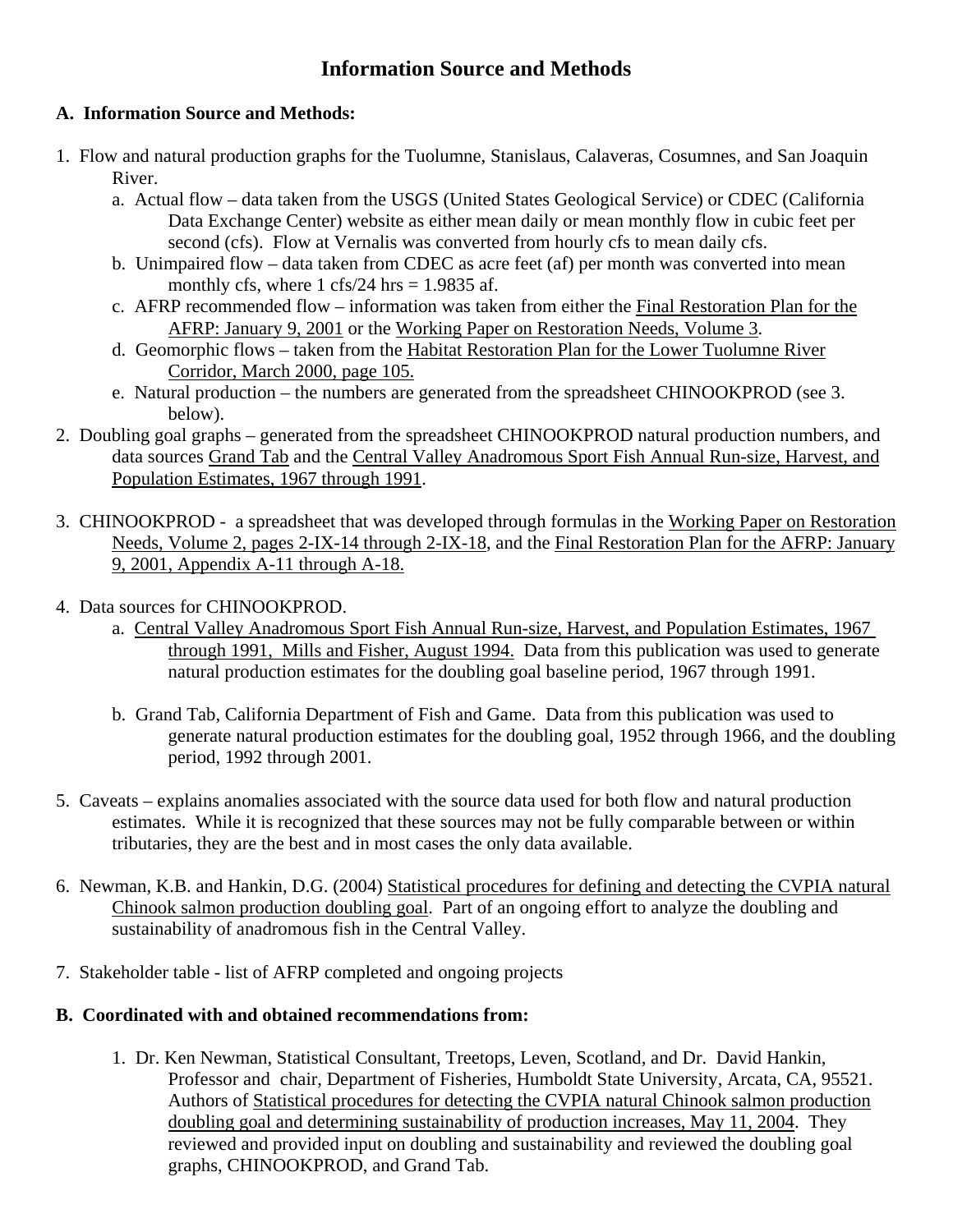# Information Source and Methods

## A. Information Source and Methods:

1. Flow and natural production graphs for the Tuolumne, Stanislaus, Calaveras, Cosumnes, and San Joaquin River.
   a. Actual flow – data taken from the USGS (United States Geological Service) or CDEC (California Data Exchange Center) website as either mean daily or mean monthly flow in cubic feet per second (cfs). Flow at Vernalis was converted from hourly cfs to mean daily cfs.
   b. Unimpaired flow – data taken from CDEC as acre feet (af) per month was converted into mean monthly cfs, where 1 cfs/24 hrs = 1.9835 af.
   c. AFRP recommended flow – information was taken from either the Final Restoration Plan for the AFRP: January 9, 2001 or the Working Paper on Restoration Needs, Volume 3.
   d. Geomorphic flows – taken from the Habitat Restoration Plan for the Lower Tuolumne River Corridor, March 2000, page 105.
   e. Natural production – the numbers are generated from the spreadsheet CHINOOKPROD (see 3. below).
2. Doubling goal graphs – generated from the spreadsheet CHINOOKPROD natural production numbers, and data sources Grand Tab and the Central Valley Anadromous Sport Fish Annual Run-size, Harvest, and Population Estimates, 1967 through 1991.

3. CHINOOKPROD - a spreadsheet that was developed through formulas in the Working Paper on Restoration Needs, Volume 2, pages 2-IX-14 through 2-IX-18, and the Final Restoration Plan for the AFRP: January 9, 2001, Appendix A-11 through A-18.

4. Data sources for CHINOOKPROD.
   a. Central Valley Anadromous Sport Fish Annual Run-size, Harvest, and Population Estimates, 1967 through 1991, Mills and Fisher, August 1994. Data from this publication was used to generate natural production estimates for the doubling goal baseline period, 1967 through 1991.

   b. Grand Tab, California Department of Fish and Game. Data from this publication was used to generate natural production estimates for the doubling goal, 1952 through 1966, and the doubling period, 1992 through 2001.

5. Caveats – explains anomalies associated with the source data used for both flow and natural production estimates. While it is recognized that these sources may not be fully comparable between or within tributaries, they are the best and in most cases the only data available.

6. Newman, K.B. and Hankin, D.G. (2004) Statistical procedures for defining and detecting the CVPIA natural Chinook salmon production doubling goal. Part of an ongoing effort to analyze the doubling and sustainability of anadromous fish in the Central Valley.

7. Stakeholder table - list of AFRP completed and ongoing projects

## B. Coordinated with and obtained recommendations from:

1. Dr. Ken Newman, Statistical Consultant, Treetops, Leven, Scotland, and Dr. David Hankin, Professor and chair, Department of Fisheries, Humboldt State University, Arcata, CA, 95521. Authors of Statistical procedures for detecting the CVPIA natural Chinook salmon production doubling goal and determining sustainability of production increases, May 11, 2004. They reviewed and provided input on doubling and sustainability and reviewed the doubling goal graphs, CHINOOKPROD, and Grand Tab.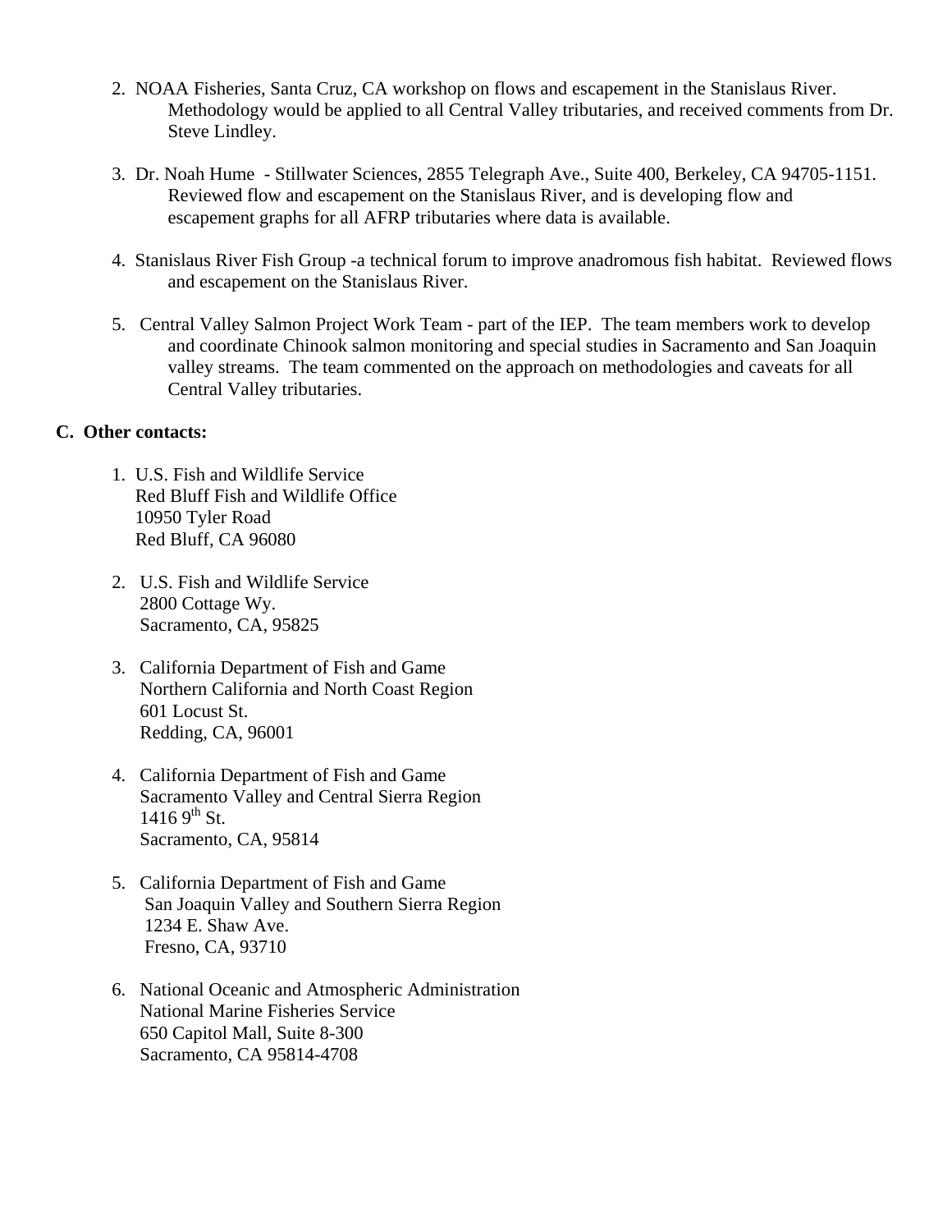2. NOAA Fisheries, Santa Cruz, CA workshop on flows and escapement in the Stanislaus River. Methodology would be applied to all Central Valley tributaries, and received comments from Dr. Steve Lindley.

3. Dr. Noah Hume - Stillwater Sciences, 2855 Telegraph Ave., Suite 400, Berkeley, CA 94705-1151. Reviewed flow and escapement on the Stanislaus River, and is developing flow and escapement graphs for all AFRP tributaries where data is available.

4. Stanislaus River Fish Group -a technical forum to improve anadromous fish habitat. Reviewed flows and escapement on the Stanislaus River.

5. Central Valley Salmon Project Work Team - part of the IEP. The team members work to develop and coordinate Chinook salmon monitoring and special studies in Sacramento and San Joaquin valley streams. The team commented on the approach on methodologies and caveats for all Central Valley tributaries.

**C. Other contacts:**

1. U.S. Fish and Wildlife Service
   Red Bluff Fish and Wildlife Office
   10950 Tyler Road
   Red Bluff, CA 96080

2. U.S. Fish and Wildlife Service
   2800 Cottage Wy.
   Sacramento, CA, 95825

3. California Department of Fish and Game
   Northern California and North Coast Region
   601 Locust St.
   Redding, CA, 96001

4. California Department of Fish and Game
   Sacramento Valley and Central Sierra Region
   1416 9th St.
   Sacramento, CA, 95814

5. California Department of Fish and Game
   San Joaquin Valley and Southern Sierra Region
   1234 E. Shaw Ave.
   Fresno, CA, 93710

6. National Oceanic and Atmospheric Administration
   National Marine Fisheries Service
   650 Capitol Mall, Suite 8-300
   Sacramento, CA 95814-4708